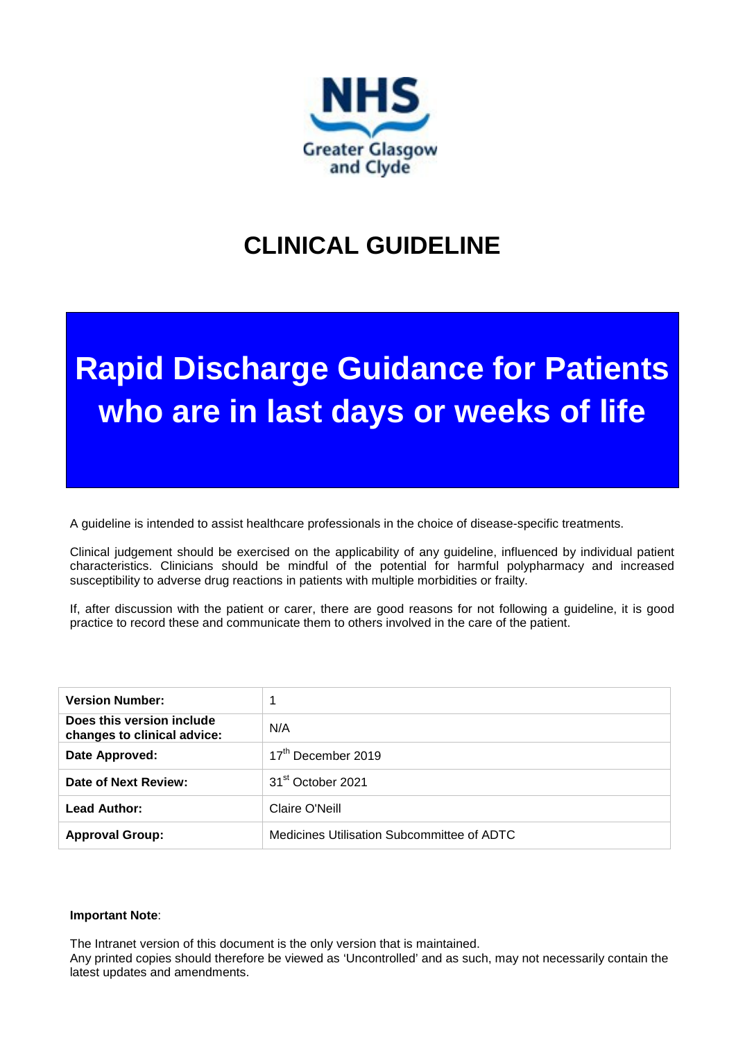NHS Greater Glasgow and Clyde

# CLINICAL GUIDELINE

# Rapid Discharge Guidance for Patients who are in last days or weeks of life

A guideline is intended to assist healthcare professionals in the choice of disease-specific treatments.

Clinical judgement should be exercised on the applicability of any guideline, influenced by individual patient characteristics. Clinicians should be mindful of the potential for harmful polypharmacy and increased susceptibility to adverse drug reactions in patients with multiple morbidities or frailty.

If, after discussion with the patient or carer, there are good reasons for not following a guideline, it is good practice to record these and communicate them to others involved in the care of the patient.

| | |
|---|---|
| **Version Number:** | 1 |
| **Does this version include changes to clinical advice:** | N/A |
| **Date Approved:** | 17th December 2019 |
| **Date of Next Review:** | 31st October 2021 |
| **Lead Author:** | Claire O'Neill |
| **Approval Group:** | Medicines Utilisation Subcommittee of ADTC |

**Important Note**:

The Intranet version of this document is the only version that is maintained.
Any printed copies should therefore be viewed as 'Uncontrolled' and as such, may not necessarily contain the latest updates and amendments.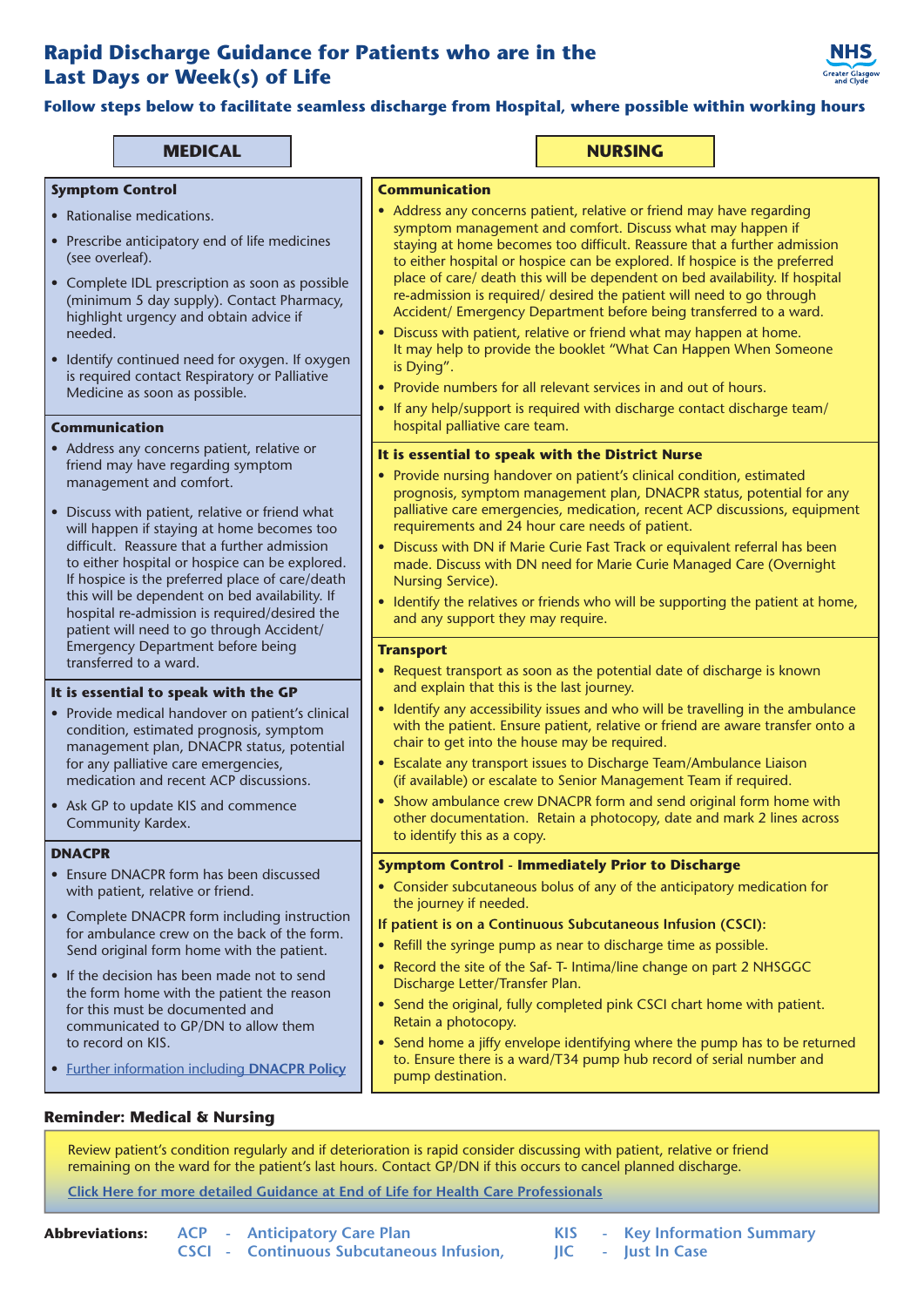# Rapid Discharge Guidance for Patients who are in the Last Days or Week(s) of Life

**Follow steps below to facilitate seamless discharge from Hospital, where possible within working hours**

## MEDICAL

### Symptom Control

- Rationalise medications.
- Prescribe anticipatory end of life medicines (see overleaf).
- Complete IDL prescription as soon as possible (minimum 5 day supply). Contact Pharmacy, highlight urgency and obtain advice if needed.
- Identify continued need for oxygen. If oxygen is required contact Respiratory or Palliative Medicine as soon as possible.

### Communication

- Address any concerns patient, relative or friend may have regarding symptom management and comfort.
- Discuss with patient, relative or friend what will happen if staying at home becomes too difficult. Reassure that a further admission to either hospital or hospice can be explored. If hospice is the preferred place of care/death this will be dependent on bed availability. If hospital re-admission is required/desired the patient will need to go through Accident/ Emergency Department before being transferred to a ward.

### It is essential to speak with the GP

- Provide medical handover on patient's clinical condition, estimated prognosis, symptom management plan, DNACPR status, potential for any palliative care emergencies, medication and recent ACP discussions.
- Ask GP to update KIS and commence Community Kardex.

### DNACPR

- Ensure DNACPR form has been discussed with patient, relative or friend.
- Complete DNACPR form including instruction for ambulance crew on the back of the form. Send original form home with the patient.
- If the decision has been made not to send the form home with the patient the reason for this must be documented and communicated to GP/DN to allow them to record on KIS.
- Further information including **DNACPR Policy**

## NURSING

### Communication

- Address any concerns patient, relative or friend may have regarding symptom management and comfort. Discuss what may happen if staying at home becomes too difficult. Reassure that a further admission to either hospital or hospice can be explored. If hospice is the preferred place of care/ death this will be dependent on bed availability. If hospital re-admission is required/ desired the patient will need to go through Accident/ Emergency Department before being transferred to a ward.
- Discuss with patient, relative or friend what may happen at home. It may help to provide the booklet "What Can Happen When Someone is Dying".
- Provide numbers for all relevant services in and out of hours.
- If any help/support is required with discharge contact discharge team/ hospital palliative care team.

### It is essential to speak with the District Nurse

- Provide nursing handover on patient's clinical condition, estimated prognosis, symptom management plan, DNACPR status, potential for any palliative care emergencies, medication, recent ACP discussions, equipment requirements and 24 hour care needs of patient.
- Discuss with DN if Marie Curie Fast Track or equivalent referral has been made. Discuss with DN need for Marie Curie Managed Care (Overnight Nursing Service).
- Identify the relatives or friends who will be supporting the patient at home, and any support they may require.

### Transport

- Request transport as soon as the potential date of discharge is known and explain that this is the last journey.
- Identify any accessibility issues and who will be travelling in the ambulance with the patient. Ensure patient, relative or friend are aware transfer onto a chair to get into the house may be required.
- Escalate any transport issues to Discharge Team/Ambulance Liaison (if available) or escalate to Senior Management Team if required.
- Show ambulance crew DNACPR form and send original form home with other documentation. Retain a photocopy, date and mark 2 lines across to identify this as a copy.

### Symptom Control - Immediately Prior to Discharge

- Consider subcutaneous bolus of any of the anticipatory medication for the journey if needed.

**If patient is on a Continuous Subcutaneous Infusion (CSCI):**

- Refill the syringe pump as near to discharge time as possible.
- Record the site of the Saf- T- Intima/line change on part 2 NHSGGC Discharge Letter/Transfer Plan.
- Send the original, fully completed pink CSCI chart home with patient. Retain a photocopy.
- Send home a jiffy envelope identifying where the pump has to be returned to. Ensure there is a ward/T34 pump hub record of serial number and pump destination.

## Reminder: Medical & Nursing

Review patient's condition regularly and if deterioration is rapid consider discussing with patient, relative or friend remaining on the ward for the patient's last hours. Contact GP/DN if this occurs to cancel planned discharge.

Click Here for more detailed Guidance at End of Life for Health Care Professionals

**Abbreviations:**

| | | | |
|---|---|---|---|
| ACP | Anticipatory Care Plan | KIS | Key Information Summary |
| CSCI | Continuous Subcutaneous Infusion, | JIC | Just In Case |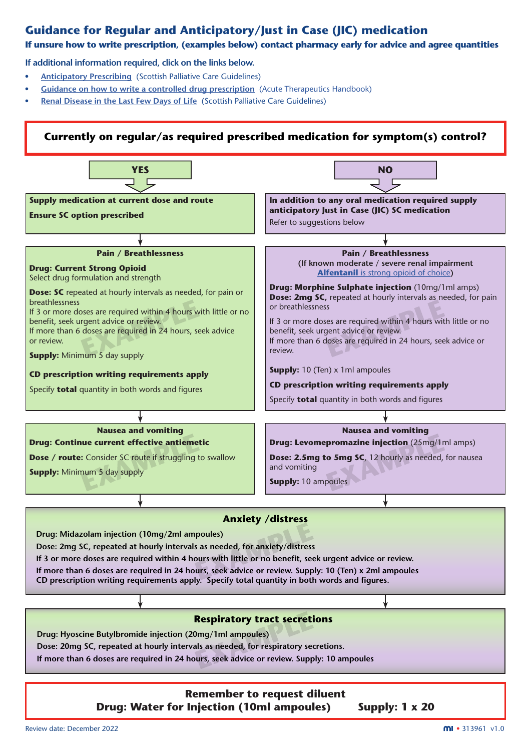# Guidance for Regular and Anticipatory/Just in Case (JIC) medication

**If unsure how to write prescription, (examples below) contact pharmacy early for advice and agree quantities**

If additional information required, click on the links below.

- Anticipatory Prescribing (Scottish Palliative Care Guidelines)
- Guidance on how to write a controlled drug prescription (Acute Therapeutics Handbook)
- Renal Disease in the Last Few Days of Life (Scottish Palliative Care Guidelines)

## Currently on regular/as required prescribed medication for symptom(s) control?

### YES

**Supply medication at current dose and route**

**Ensure SC option prescribed**

#### Pain / Breathlessness

**Drug: Current Strong Opioid**
Select drug formulation and strength

**Dose: SC** repeated at hourly intervals as needed, for pain or breathlessness
If 3 or more doses are required within 4 hours with little or no benefit, seek urgent advice or review.
If more than 6 doses are required in 24 hours, seek advice or review.

**Supply:** Minimum 5 day supply

**CD prescription writing requirements apply**

Specify **total** quantity in both words and figures

#### Nausea and vomiting

**Drug: Continue current effective antiemetic**

**Dose / route:** Consider SC route if struggling to swallow

**Supply:** Minimum 5 day supply

### NO

**In addition to any oral medication required supply anticipatory Just in Case (JIC) SC medication**

Refer to suggestions below

#### Pain / Breathlessness

(If known moderate / severe renal impairment Alfentanil is strong opioid of choice)

**Drug: Morphine Sulphate injection** (10mg/1ml amps)
**Dose: 2mg SC,** repeated at hourly intervals as needed, for pain or breathlessness

If 3 or more doses are required within 4 hours with little or no benefit, seek urgent advice or review.
If more than 6 doses are required in 24 hours, seek advice or review.

**Supply:** 10 (Ten) x 1ml ampoules

**CD prescription writing requirements apply**

Specify **total** quantity in both words and figures

#### Nausea and vomiting

**Drug: Levomepromazine injection** (25mg/1ml amps)

**Dose: 2.5mg to 5mg SC**, 12 hourly as needed, for nausea and vomiting

**Supply:** 10 ampoules

### Anxiety /distress

Drug: Midazolam injection (10mg/2ml ampoules)
Dose: 2mg SC, repeated at hourly intervals as needed, for anxiety/distress
If 3 or more doses are required within 4 hours with little or no benefit, seek urgent advice or review.
If more than 6 doses are required in 24 hours, seek advice or review. Supply: 10 (Ten) x 2ml ampoules
CD prescription writing requirements apply. Specify total quantity in both words and figures.

### Respiratory tract secretions

Drug: Hyoscine Butylbromide injection (20mg/1ml ampoules)
Dose: 20mg SC, repeated at hourly intervals as needed, for respiratory secretions.
If more than 6 doses are required in 24 hours, seek advice or review. Supply: 10 ampoules

**Remember to request diluent**
**Drug: Water for Injection (10ml ampoules) Supply: 1 x 20**

Review date: December 2022

313961 v1.0